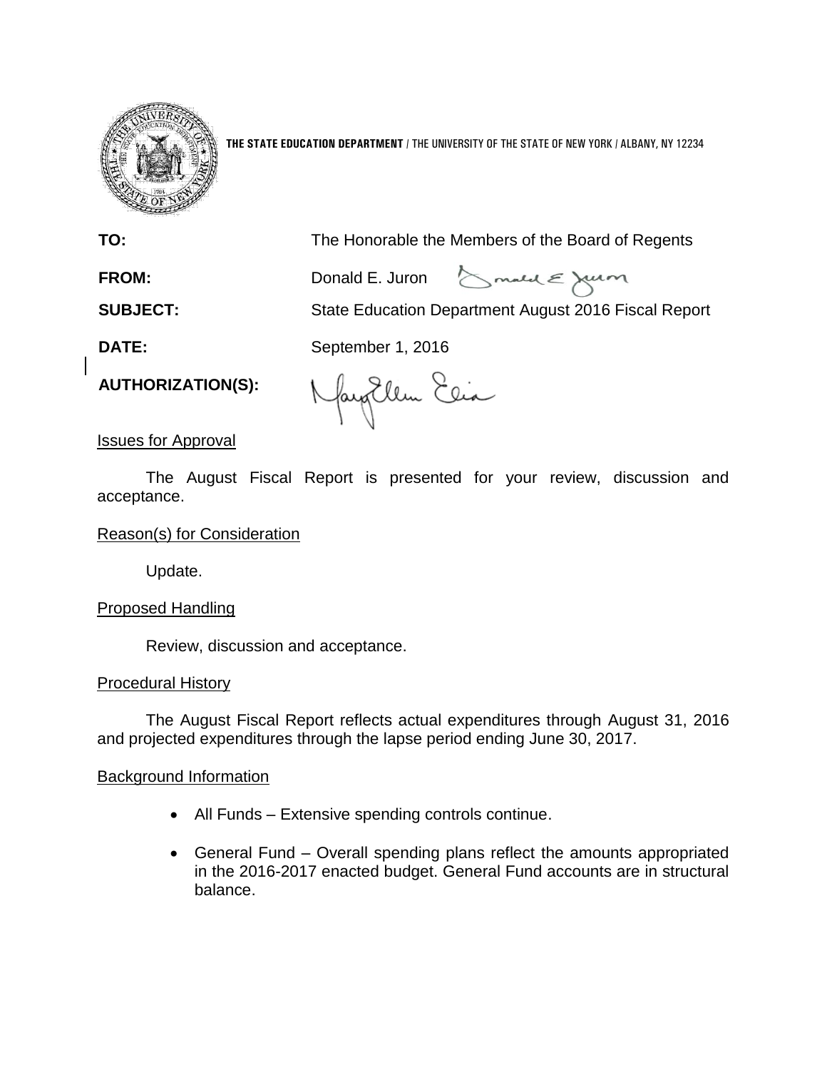**THE STATE EDUCATION DEPARTMENT** / THE UNIVERSITY OF THE STATE OF NEW YORK / ALBANY, NY 12234

**TO:** The Honorable the Members of the Board of Regents

**FROM:** Donald E. Juron

**SUBJECT:** State Education Department August 2016 Fiscal Report

**DATE:** September 1, 2016

**AUTHORIZATION(S):**

Issues for Approval

The August Fiscal Report is presented for your review, discussion and acceptance.

Reason(s) for Consideration

Update.

Proposed Handling

Review, discussion and acceptance.

Procedural History

The August Fiscal Report reflects actual expenditures through August 31, 2016 and projected expenditures through the lapse period ending June 30, 2017.

Background Information

- All Funds – Extensive spending controls continue.
- General Fund – Overall spending plans reflect the amounts appropriated in the 2016-2017 enacted budget. General Fund accounts are in structural balance.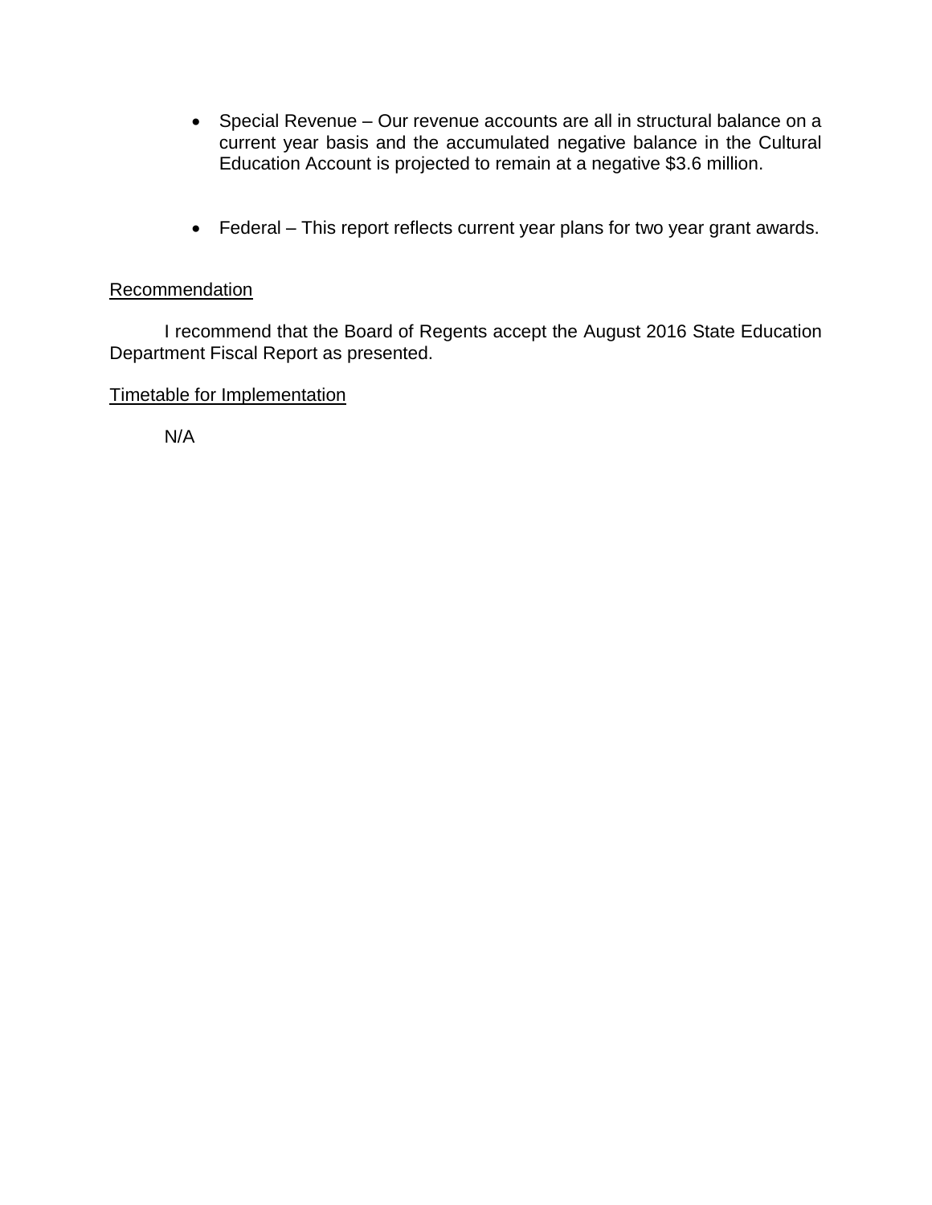- Special Revenue – Our revenue accounts are all in structural balance on a current year basis and the accumulated negative balance in the Cultural Education Account is projected to remain at a negative $3.6 million.

- Federal – This report reflects current year plans for two year grant awards.

<u>Recommendation</u>

I recommend that the Board of Regents accept the August 2016 State Education Department Fiscal Report as presented.

<u>Timetable for Implementation</u>

N/A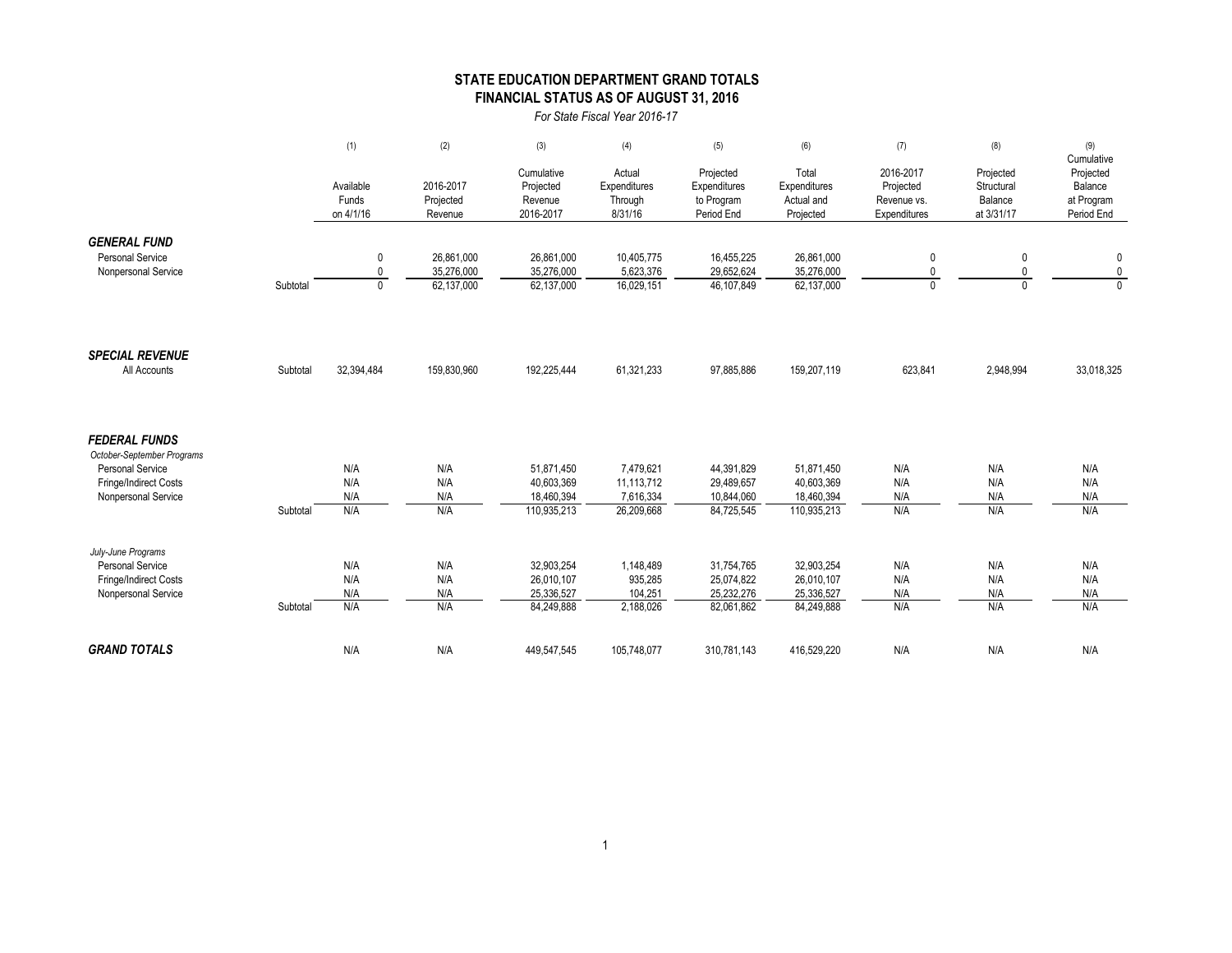## STATE EDUCATION DEPARTMENT GRAND TOTALS
## FINANCIAL STATUS AS OF AUGUST 31, 2016

*For State Fiscal Year 2016-17*

| | | (1) Available Funds on 4/1/16 | (2) 2016-2017 Projected Revenue | (3) Cumulative Projected Revenue 2016-2017 | (4) Actual Expenditures Through 8/31/16 | (5) Projected Expenditures to Program Period End | (6) Total Expenditures Actual and Projected | (7) 2016-2017 Projected Revenue vs. Expenditures | (8) Projected Structural Balance at 3/31/17 | (9) Cumulative Projected Balance at Program Period End |
|---|---|---|---|---|---|---|---|---|---|---|
| ***GENERAL FUND*** | | | | | | | | | | |
| Personal Service | | 0 | 26,861,000 | 26,861,000 | 10,405,775 | 16,455,225 | 26,861,000 | 0 | 0 | 0 |
| Nonpersonal Service | | 0 | 35,276,000 | 35,276,000 | 5,623,376 | 29,652,624 | 35,276,000 | 0 | 0 | 0 |
| | Subtotal | 0 | 62,137,000 | 62,137,000 | 16,029,151 | 46,107,849 | 62,137,000 | 0 | 0 | 0 |
| ***SPECIAL REVENUE*** | | | | | | | | | | |
| All Accounts | Subtotal | 32,394,484 | 159,830,960 | 192,225,444 | 61,321,233 | 97,885,886 | 159,207,119 | 623,841 | 2,948,994 | 33,018,325 |
| ***FEDERAL FUNDS*** | | | | | | | | | | |
| *October-September Programs* | | | | | | | | | | |
| Personal Service | | N/A | N/A | 51,871,450 | 7,479,621 | 44,391,829 | 51,871,450 | N/A | N/A | N/A |
| Fringe/Indirect Costs | | N/A | N/A | 40,603,369 | 11,113,712 | 29,489,657 | 40,603,369 | N/A | N/A | N/A |
| Nonpersonal Service | | N/A | N/A | 18,460,394 | 7,616,334 | 10,844,060 | 18,460,394 | N/A | N/A | N/A |
| | Subtotal | N/A | N/A | 110,935,213 | 26,209,668 | 84,725,545 | 110,935,213 | N/A | N/A | N/A |
| *July-June Programs* | | | | | | | | | | |
| Personal Service | | N/A | N/A | 32,903,254 | 1,148,489 | 31,754,765 | 32,903,254 | N/A | N/A | N/A |
| Fringe/Indirect Costs | | N/A | N/A | 26,010,107 | 935,285 | 25,074,822 | 26,010,107 | N/A | N/A | N/A |
| Nonpersonal Service | | N/A | N/A | 25,336,527 | 104,251 | 25,232,276 | 25,336,527 | N/A | N/A | N/A |
| | Subtotal | N/A | N/A | 84,249,888 | 2,188,026 | 82,061,862 | 84,249,888 | N/A | N/A | N/A |
| ***GRAND TOTALS*** | | N/A | N/A | 449,547,545 | 105,748,077 | 310,781,143 | 416,529,220 | N/A | N/A | N/A |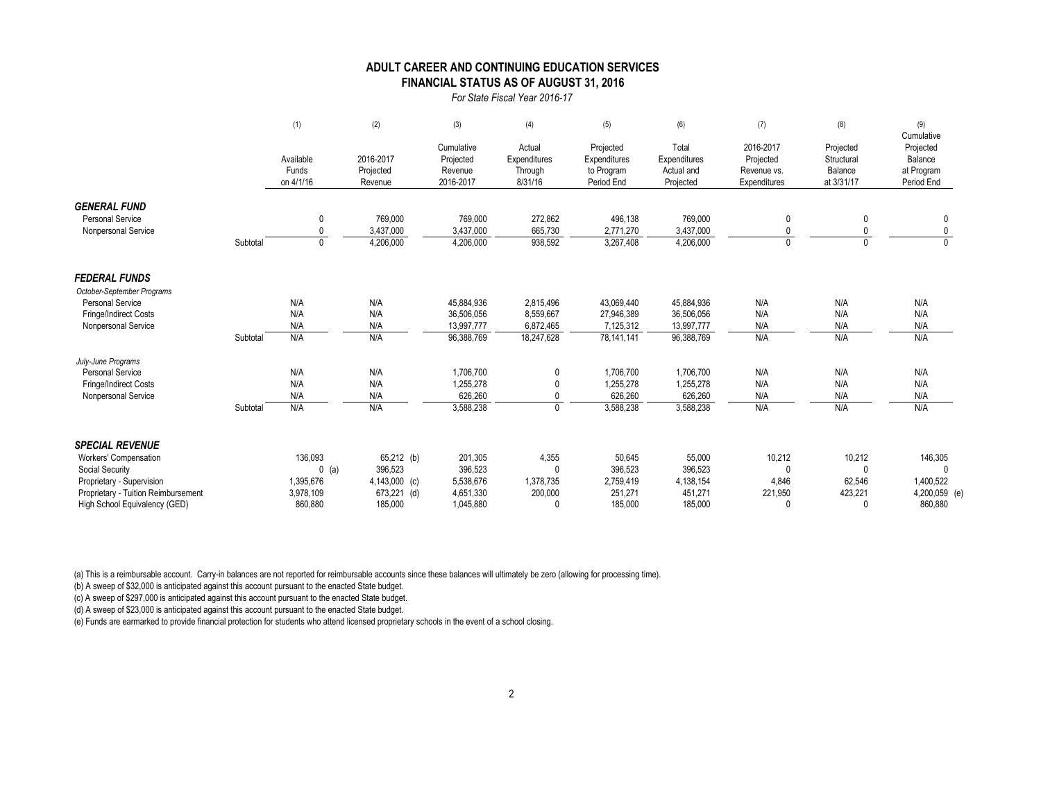## ADULT CAREER AND CONTINUING EDUCATION SERVICES
## FINANCIAL STATUS AS OF AUGUST 31, 2016

*For State Fiscal Year 2016-17*

| | | (1) Available Funds on 4/1/16 | (2) 2016-2017 Projected Revenue | (3) Cumulative Projected Revenue 2016-2017 | (4) Actual Expenditures Through 8/31/16 | (5) Projected Expenditures to Program Period End | (6) Total Expenditures Actual and Projected | (7) 2016-2017 Projected Revenue vs. Expenditures | (8) Projected Structural Balance at 3/31/17 | (9) Cumulative Projected Balance at Program Period End |
|---|---|---|---|---|---|---|---|---|---|---|
| ***GENERAL FUND*** | | | | | | | | | | |
| Personal Service | | 0 | 769,000 | 769,000 | 272,862 | 496,138 | 769,000 | 0 | 0 | 0 |
| Nonpersonal Service | | 0 | 3,437,000 | 3,437,000 | 665,730 | 2,771,270 | 3,437,000 | 0 | 0 | 0 |
| | Subtotal | 0 | 4,206,000 | 4,206,000 | 938,592 | 3,267,408 | 4,206,000 | 0 | 0 | 0 |
| ***FEDERAL FUNDS*** | | | | | | | | | | |
| *October-September Programs* | | | | | | | | | | |
| Personal Service | | N/A | N/A | 45,884,936 | 2,815,496 | 43,069,440 | 45,884,936 | N/A | N/A | N/A |
| Fringe/Indirect Costs | | N/A | N/A | 36,506,056 | 8,559,667 | 27,946,389 | 36,506,056 | N/A | N/A | N/A |
| Nonpersonal Service | | N/A | N/A | 13,997,777 | 6,872,465 | 7,125,312 | 13,997,777 | N/A | N/A | N/A |
| | Subtotal | N/A | N/A | 96,388,769 | 18,247,628 | 78,141,141 | 96,388,769 | N/A | N/A | N/A |
| *July-June Programs* | | | | | | | | | | |
| Personal Service | | N/A | N/A | 1,706,700 | 0 | 1,706,700 | 1,706,700 | N/A | N/A | N/A |
| Fringe/Indirect Costs | | N/A | N/A | 1,255,278 | 0 | 1,255,278 | 1,255,278 | N/A | N/A | N/A |
| Nonpersonal Service | | N/A | N/A | 626,260 | 0 | 626,260 | 626,260 | N/A | N/A | N/A |
| | Subtotal | N/A | N/A | 3,588,238 | 0 | 3,588,238 | 3,588,238 | N/A | N/A | N/A |
| ***SPECIAL REVENUE*** | | | | | | | | | | |
| Workers' Compensation | | 136,093 | 65,212 (b) | 201,305 | 4,355 | 50,645 | 55,000 | 10,212 | 10,212 | 146,305 |
| Social Security | | 0 (a) | 396,523 | 396,523 | 0 | 396,523 | 396,523 | 0 | 0 | 0 |
| Proprietary - Supervision | | 1,395,676 | 4,143,000 (c) | 5,538,676 | 1,378,735 | 2,759,419 | 4,138,154 | 4,846 | 62,546 | 1,400,522 |
| Proprietary - Tuition Reimbursement | | 3,978,109 | 673,221 (d) | 4,651,330 | 200,000 | 251,271 | 451,271 | 221,950 | 423,221 | 4,200,059 (e) |
| High School Equivalency (GED) | | 860,880 | 185,000 | 1,045,880 | 0 | 185,000 | 185,000 | 0 | 0 | 860,880 |

(a) This is a reimbursable account. Carry-in balances are not reported for reimbursable accounts since these balances will ultimately be zero (allowing for processing time).

(b) A sweep of $32,000 is anticipated against this account pursuant to the enacted State budget.

(c) A sweep of $297,000 is anticipated against this account pursuant to the enacted State budget.

(d) A sweep of $23,000 is anticipated against this account pursuant to the enacted State budget.

(e) Funds are earmarked to provide financial protection for students who attend licensed proprietary schools in the event of a school closing.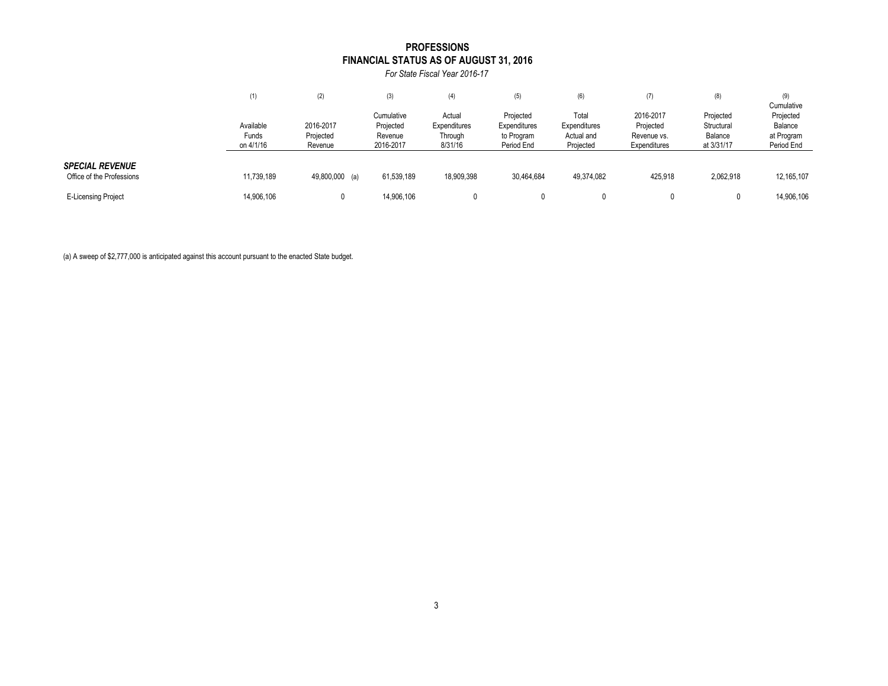# PROFESSIONS
## FINANCIAL STATUS AS OF AUGUST 31, 2016

*For State Fiscal Year 2016-17*

| | (1) Available Funds on 4/1/16 | (2) 2016-2017 Projected Revenue | (3) Cumulative Projected Revenue 2016-2017 | (4) Actual Expenditures Through 8/31/16 | (5) Projected Expenditures to Program Period End | (6) Total Expenditures Actual and Projected | (7) 2016-2017 Projected Revenue vs. Expenditures | (8) Projected Structural Balance at 3/31/17 | (9) Cumulative Projected Balance at Program Period End |
|---|---|---|---|---|---|---|---|---|---|
| ***SPECIAL REVENUE*** | | | | | | | | | |
| Office of the Professions | 11,739,189 | 49,800,000 (a) | 61,539,189 | 18,909,398 | 30,464,684 | 49,374,082 | 425,918 | 2,062,918 | 12,165,107 |
| E-Licensing Project | 14,906,106 | 0 | 14,906,106 | 0 | 0 | 0 | 0 | 0 | 14,906,106 |

(a) A sweep of $2,777,000 is anticipated against this account pursuant to the enacted State budget.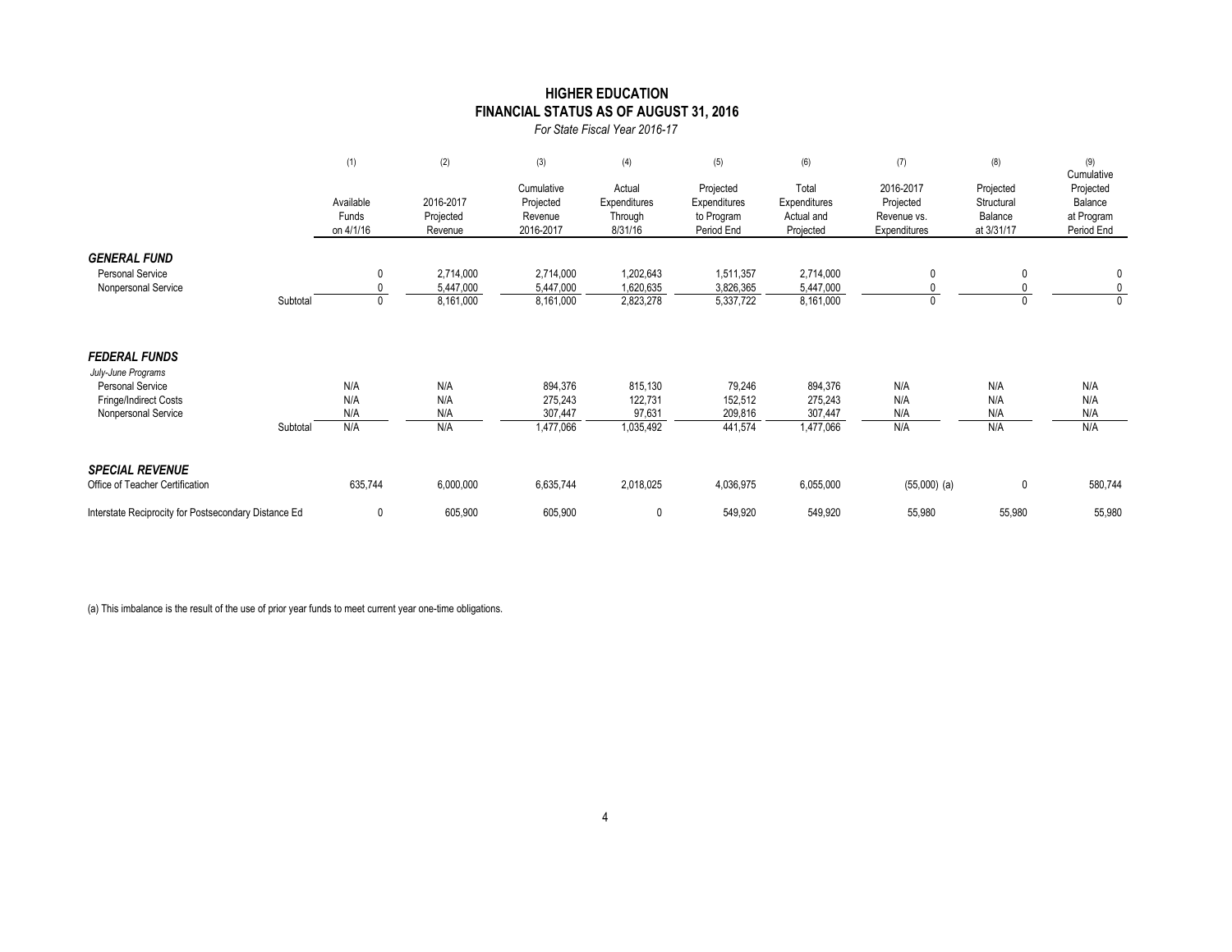## HIGHER EDUCATION
## FINANCIAL STATUS AS OF AUGUST 31, 2016

*For State Fiscal Year 2016-17*

| | | (1) Available Funds on 4/1/16 | (2) 2016-2017 Projected Revenue | (3) Cumulative Projected Revenue 2016-2017 | (4) Actual Expenditures Through 8/31/16 | (5) Projected Expenditures to Program Period End | (6) Total Expenditures Actual and Projected | (7) 2016-2017 Projected Revenue vs. Expenditures | (8) Projected Structural Balance at 3/31/17 | (9) Cumulative Projected Balance at Program Period End |
|---|---|---|---|---|---|---|---|---|---|---|
| ***GENERAL FUND*** | | | | | | | | | | |
| Personal Service | | 0 | 2,714,000 | 2,714,000 | 1,202,643 | 1,511,357 | 2,714,000 | 0 | 0 | 0 |
| Nonpersonal Service | | 0 | 5,447,000 | 5,447,000 | 1,620,635 | 3,826,365 | 5,447,000 | 0 | 0 | 0 |
| | Subtotal | 0 | 8,161,000 | 8,161,000 | 2,823,278 | 5,337,722 | 8,161,000 | 0 | 0 | 0 |
| ***FEDERAL FUNDS*** | | | | | | | | | | |
| *July-June Programs* | | | | | | | | | | |
| Personal Service | | N/A | N/A | 894,376 | 815,130 | 79,246 | 894,376 | N/A | N/A | N/A |
| Fringe/Indirect Costs | | N/A | N/A | 275,243 | 122,731 | 152,512 | 275,243 | N/A | N/A | N/A |
| Nonpersonal Service | | N/A | N/A | 307,447 | 97,631 | 209,816 | 307,447 | N/A | N/A | N/A |
| | Subtotal | N/A | N/A | 1,477,066 | 1,035,492 | 441,574 | 1,477,066 | N/A | N/A | N/A |
| ***SPECIAL REVENUE*** | | | | | | | | | | |
| Office of Teacher Certification | | 635,744 | 6,000,000 | 6,635,744 | 2,018,025 | 4,036,975 | 6,055,000 | (55,000) (a) | 0 | 580,744 |
| Interstate Reciprocity for Postsecondary Distance Ed | | 0 | 605,900 | 605,900 | 0 | 549,920 | 549,920 | 55,980 | 55,980 | 55,980 |

(a) This imbalance is the result of the use of prior year funds to meet current year one-time obligations.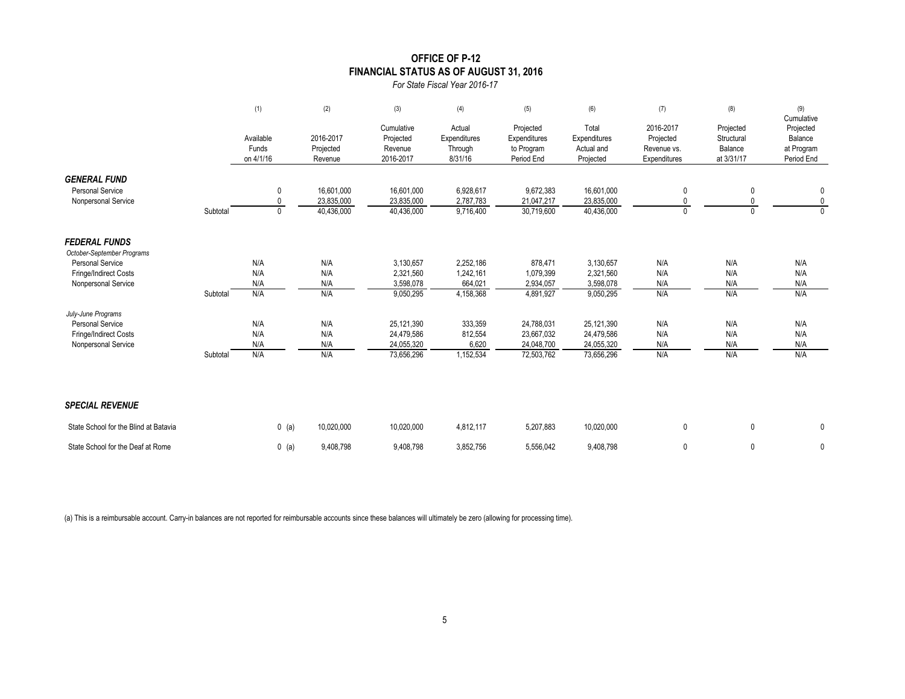# OFFICE OF P-12
## FINANCIAL STATUS AS OF AUGUST 31, 2016
*For State Fiscal Year 2016-17*

| | | (1) Available Funds on 4/1/16 | (2) 2016-2017 Projected Revenue | (3) Cumulative Projected Revenue 2016-2017 | (4) Actual Expenditures Through 8/31/16 | (5) Projected Expenditures to Program Period End | (6) Total Expenditures Actual and Projected | (7) 2016-2017 Projected Revenue vs. Expenditures | (8) Projected Structural Balance at 3/31/17 | (9) Cumulative Projected Balance at Program Period End |
|---|---|---|---|---|---|---|---|---|---|---|
| ***GENERAL FUND*** | | | | | | | | | | |
| Personal Service | | 0 | 16,601,000 | 16,601,000 | 6,928,617 | 9,672,383 | 16,601,000 | 0 | 0 | 0 |
| Nonpersonal Service | | 0 | 23,835,000 | 23,835,000 | 2,787,783 | 21,047,217 | 23,835,000 | 0 | 0 | 0 |
| | Subtotal | 0 | 40,436,000 | 40,436,000 | 9,716,400 | 30,719,600 | 40,436,000 | 0 | 0 | 0 |
| ***FEDERAL FUNDS*** | | | | | | | | | | |
| *October-September Programs* | | | | | | | | | | |
| Personal Service | | N/A | N/A | 3,130,657 | 2,252,186 | 878,471 | 3,130,657 | N/A | N/A | N/A |
| Fringe/Indirect Costs | | N/A | N/A | 2,321,560 | 1,242,161 | 1,079,399 | 2,321,560 | N/A | N/A | N/A |
| Nonpersonal Service | | N/A | N/A | 3,598,078 | 664,021 | 2,934,057 | 3,598,078 | N/A | N/A | N/A |
| | Subtotal | N/A | N/A | 9,050,295 | 4,158,368 | 4,891,927 | 9,050,295 | N/A | N/A | N/A |
| *July-June Programs* | | | | | | | | | | |
| Personal Service | | N/A | N/A | 25,121,390 | 333,359 | 24,788,031 | 25,121,390 | N/A | N/A | N/A |
| Fringe/Indirect Costs | | N/A | N/A | 24,479,586 | 812,554 | 23,667,032 | 24,479,586 | N/A | N/A | N/A |
| Nonpersonal Service | | N/A | N/A | 24,055,320 | 6,620 | 24,048,700 | 24,055,320 | N/A | N/A | N/A |
| | Subtotal | N/A | N/A | 73,656,296 | 1,152,534 | 72,503,762 | 73,656,296 | N/A | N/A | N/A |
| ***SPECIAL REVENUE*** | | | | | | | | | | |
| State School for the Blind at Batavia | | 0 (a) | 10,020,000 | 10,020,000 | 4,812,117 | 5,207,883 | 10,020,000 | 0 | 0 | 0 |
| State School for the Deaf at Rome | | 0 (a) | 9,408,798 | 9,408,798 | 3,852,756 | 5,556,042 | 9,408,798 | 0 | 0 | 0 |

(a) This is a reimbursable account. Carry-in balances are not reported for reimbursable accounts since these balances will ultimately be zero (allowing for processing time).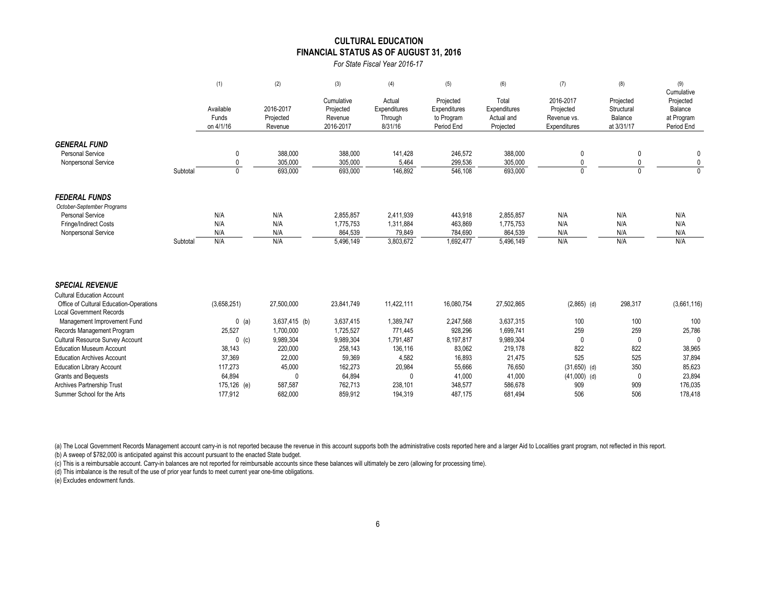# CULTURAL EDUCATION
## FINANCIAL STATUS AS OF AUGUST 31, 2016
*For State Fiscal Year 2016-17*

| | (1) Available Funds on 4/1/16 | (2) 2016-2017 Projected Revenue | (3) Cumulative Projected Revenue 2016-2017 | (4) Actual Expenditures Through 8/31/16 | (5) Projected Expenditures to Program Period End | (6) Total Expenditures Actual and Projected | (7) 2016-2017 Projected Revenue vs. Expenditures | (8) Projected Structural Balance at 3/31/17 | (9) Cumulative Projected Balance at Program Period End |
|---|---|---|---|---|---|---|---|---|---|
| ***GENERAL FUND*** | | | | | | | | | |
| Personal Service | 0 | 388,000 | 388,000 | 141,428 | 246,572 | 388,000 | 0 | 0 | 0 |
| Nonpersonal Service | 0 | 305,000 | 305,000 | 5,464 | 299,536 | 305,000 | 0 | 0 | 0 |
| Subtotal | 0 | 693,000 | 693,000 | 146,892 | 546,108 | 693,000 | 0 | 0 | 0 |
| ***FEDERAL FUNDS*** | | | | | | | | | |
| *October-September Programs* | | | | | | | | | |
| Personal Service | N/A | N/A | 2,855,857 | 2,411,939 | 443,918 | 2,855,857 | N/A | N/A | N/A |
| Fringe/Indirect Costs | N/A | N/A | 1,775,753 | 1,311,884 | 463,869 | 1,775,753 | N/A | N/A | N/A |
| Nonpersonal Service | N/A | N/A | 864,539 | 79,849 | 784,690 | 864,539 | N/A | N/A | N/A |
| Subtotal | N/A | N/A | 5,496,149 | 3,803,672 | 1,692,477 | 5,496,149 | N/A | N/A | N/A |
| ***SPECIAL REVENUE*** | | | | | | | | | |
| Cultural Education Account | | | | | | | | | |
| Office of Cultural Education-Operations | (3,658,251) | 27,500,000 | 23,841,749 | 11,422,111 | 16,080,754 | 27,502,865 | (2,865) (d) | 298,317 | (3,661,116) |
| Local Government Records Management Improvement Fund | 0 (a) | 3,637,415 (b) | 3,637,415 | 1,389,747 | 2,247,568 | 3,637,315 | 100 | 100 | 100 |
| Records Management Program | 25,527 | 1,700,000 | 1,725,527 | 771,445 | 928,296 | 1,699,741 | 259 | 259 | 25,786 |
| Cultural Resource Survey Account | 0 (c) | 9,989,304 | 9,989,304 | 1,791,487 | 8,197,817 | 9,989,304 | 0 | 0 | 0 |
| Education Museum Account | 38,143 | 220,000 | 258,143 | 136,116 | 83,062 | 219,178 | 822 | 822 | 38,965 |
| Education Archives Account | 37,369 | 22,000 | 59,369 | 4,582 | 16,893 | 21,475 | 525 | 525 | 37,894 |
| Education Library Account | 117,273 | 45,000 | 162,273 | 20,984 | 55,666 | 76,650 | (31,650) (d) | 350 | 85,623 |
| Grants and Bequests | 64,894 | 0 | 64,894 | 0 | 41,000 | 41,000 | (41,000) (d) | 0 | 23,894 |
| Archives Partnership Trust | 175,126 (e) | 587,587 | 762,713 | 238,101 | 348,577 | 586,678 | 909 | 909 | 176,035 |
| Summer School for the Arts | 177,912 | 682,000 | 859,912 | 194,319 | 487,175 | 681,494 | 506 | 506 | 178,418 |

(a) The Local Government Records Management account carry-in is not reported because the revenue in this account supports both the administrative costs reported here and a larger Aid to Localities grant program, not reflected in this report.
(b) A sweep of $782,000 is anticipated against this account pursuant to the enacted State budget.
(c) This is a reimbursable account. Carry-in balances are not reported for reimbursable accounts since these balances will ultimately be zero (allowing for processing time).
(d) This imbalance is the result of the use of prior year funds to meet current year one-time obligations.
(e) Excludes endowment funds.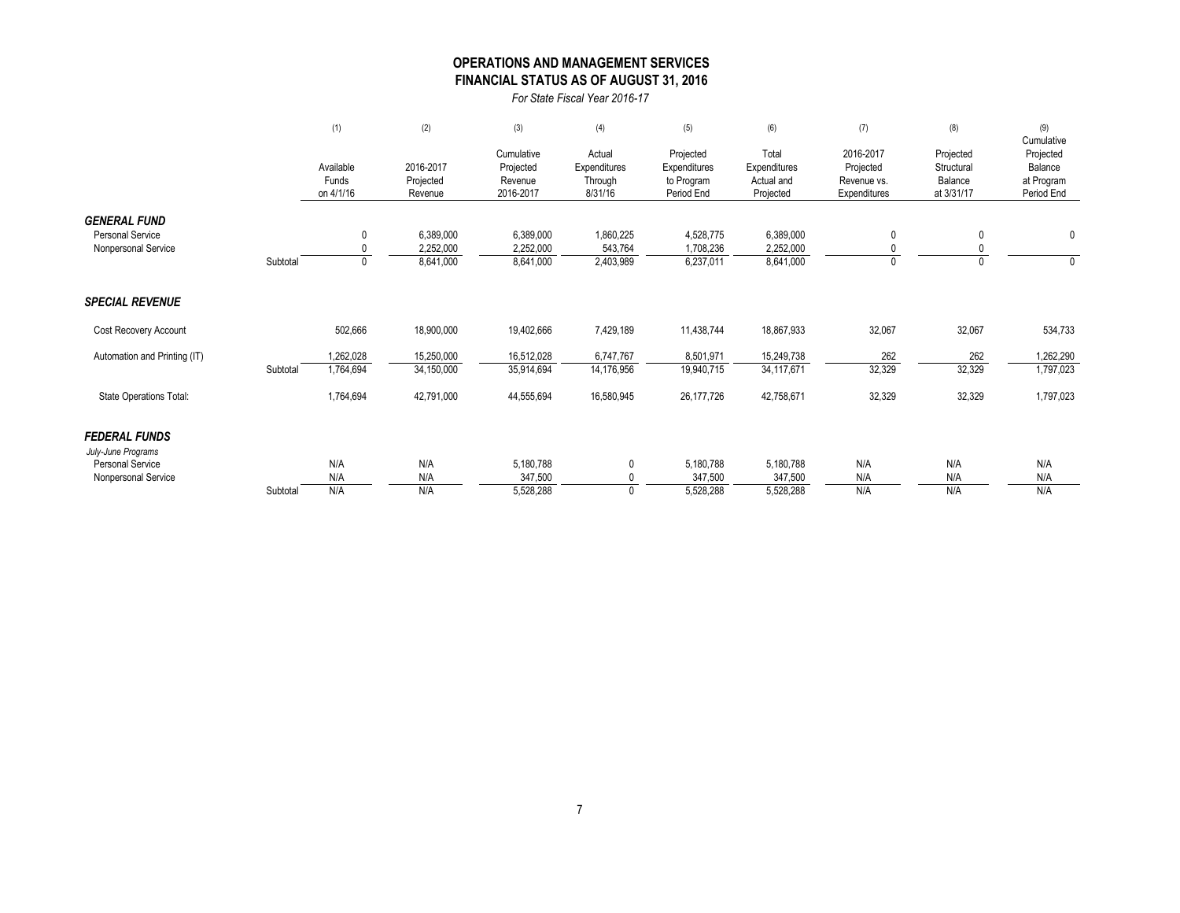# OPERATIONS AND MANAGEMENT SERVICES
## FINANCIAL STATUS AS OF AUGUST 31, 2016

*For State Fiscal Year 2016-17*

| | | (1) | (2) | (3) | (4) | (5) | (6) | (7) | (8) | (9) |
|---|---|---|---|---|---|---|---|---|---|---|
| | | Available Funds on 4/1/16 | 2016-2017 Projected Revenue | Cumulative Projected Revenue 2016-2017 | Actual Expenditures Through 8/31/16 | Projected Expenditures to Program Period End | Total Expenditures Actual and Projected | 2016-2017 Projected Revenue vs. Expenditures | Projected Structural Balance at 3/31/17 | Cumulative Projected Balance at Program Period End |
| ***GENERAL FUND*** | | | | | | | | | | |
| Personal Service | | 0 | 6,389,000 | 6,389,000 | 1,860,225 | 4,528,775 | 6,389,000 | 0 | 0 | 0 |
| Nonpersonal Service | | 0 | 2,252,000 | 2,252,000 | 543,764 | 1,708,236 | 2,252,000 | 0 | 0 | |
| | Subtotal | 0 | 8,641,000 | 8,641,000 | 2,403,989 | 6,237,011 | 8,641,000 | 0 | 0 | 0 |
| ***SPECIAL REVENUE*** | | | | | | | | | | |
| Cost Recovery Account | | 502,666 | 18,900,000 | 19,402,666 | 7,429,189 | 11,438,744 | 18,867,933 | 32,067 | 32,067 | 534,733 |
| Automation and Printing (IT) | | 1,262,028 | 15,250,000 | 16,512,028 | 6,747,767 | 8,501,971 | 15,249,738 | 262 | 262 | 1,262,290 |
| | Subtotal | 1,764,694 | 34,150,000 | 35,914,694 | 14,176,956 | 19,940,715 | 34,117,671 | 32,329 | 32,329 | 1,797,023 |
| State Operations Total: | | 1,764,694 | 42,791,000 | 44,555,694 | 16,580,945 | 26,177,726 | 42,758,671 | 32,329 | 32,329 | 1,797,023 |
| ***FEDERAL FUNDS*** | | | | | | | | | | |
| *July-June Programs* | | | | | | | | | | |
| Personal Service | | N/A | N/A | 5,180,788 | 0 | 5,180,788 | 5,180,788 | N/A | N/A | N/A |
| Nonpersonal Service | | N/A | N/A | 347,500 | 0 | 347,500 | 347,500 | N/A | N/A | N/A |
| | Subtotal | N/A | N/A | 5,528,288 | 0 | 5,528,288 | 5,528,288 | N/A | N/A | N/A |